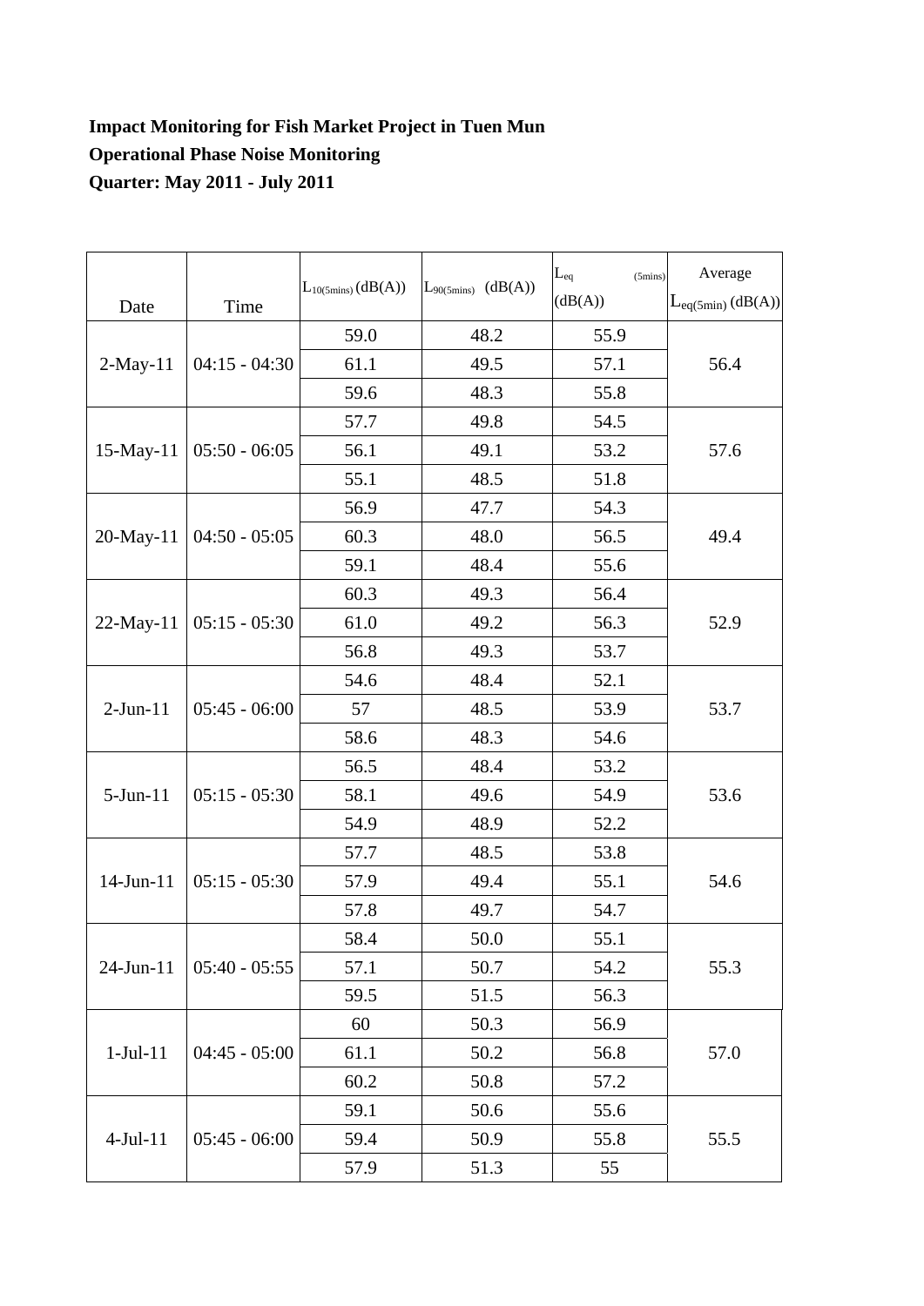**Impact Monitoring for Fish Market Project in Tuen Mun**

**Operational Phase Noise Monitoring**

**Quarter: May 2011 - July 2011**

| Date | Time | $L_{10(5mins)}$ (dB(A)) | $L_{90(5mins)}$ (dB(A)) | $L_{eq\ (5mins)}$ (dB(A)) | Average $L_{eq(5min)}$ (dB(A)) |
|---|---|---|---|---|---|
| 2-May-11 | 04:15 - 04:30 | 59.0 | 48.2 | 55.9 | 56.4 |
| | | 61.1 | 49.5 | 57.1 | |
| | | 59.6 | 48.3 | 55.8 | |
| 15-May-11 | 05:50 - 06:05 | 57.7 | 49.8 | 54.5 | 57.6 |
| | | 56.1 | 49.1 | 53.2 | |
| | | 55.1 | 48.5 | 51.8 | |
| 20-May-11 | 04:50 - 05:05 | 56.9 | 47.7 | 54.3 | 49.4 |
| | | 60.3 | 48.0 | 56.5 | |
| | | 59.1 | 48.4 | 55.6 | |
| 22-May-11 | 05:15 - 05:30 | 60.3 | 49.3 | 56.4 | 52.9 |
| | | 61.0 | 49.2 | 56.3 | |
| | | 56.8 | 49.3 | 53.7 | |
| 2-Jun-11 | 05:45 - 06:00 | 54.6 | 48.4 | 52.1 | 53.7 |
| | | 57 | 48.5 | 53.9 | |
| | | 58.6 | 48.3 | 54.6 | |
| 5-Jun-11 | 05:15 - 05:30 | 56.5 | 48.4 | 53.2 | 53.6 |
| | | 58.1 | 49.6 | 54.9 | |
| | | 54.9 | 48.9 | 52.2 | |
| 14-Jun-11 | 05:15 - 05:30 | 57.7 | 48.5 | 53.8 | 54.6 |
| | | 57.9 | 49.4 | 55.1 | |
| | | 57.8 | 49.7 | 54.7 | |
| 24-Jun-11 | 05:40 - 05:55 | 58.4 | 50.0 | 55.1 | 55.3 |
| | | 57.1 | 50.7 | 54.2 | |
| | | 59.5 | 51.5 | 56.3 | |
| 1-Jul-11 | 04:45 - 05:00 | 60 | 50.3 | 56.9 | 57.0 |
| | | 61.1 | 50.2 | 56.8 | |
| | | 60.2 | 50.8 | 57.2 | |
| 4-Jul-11 | 05:45 - 06:00 | 59.1 | 50.6 | 55.6 | 55.5 |
| | | 59.4 | 50.9 | 55.8 | |
| | | 57.9 | 51.3 | 55 | |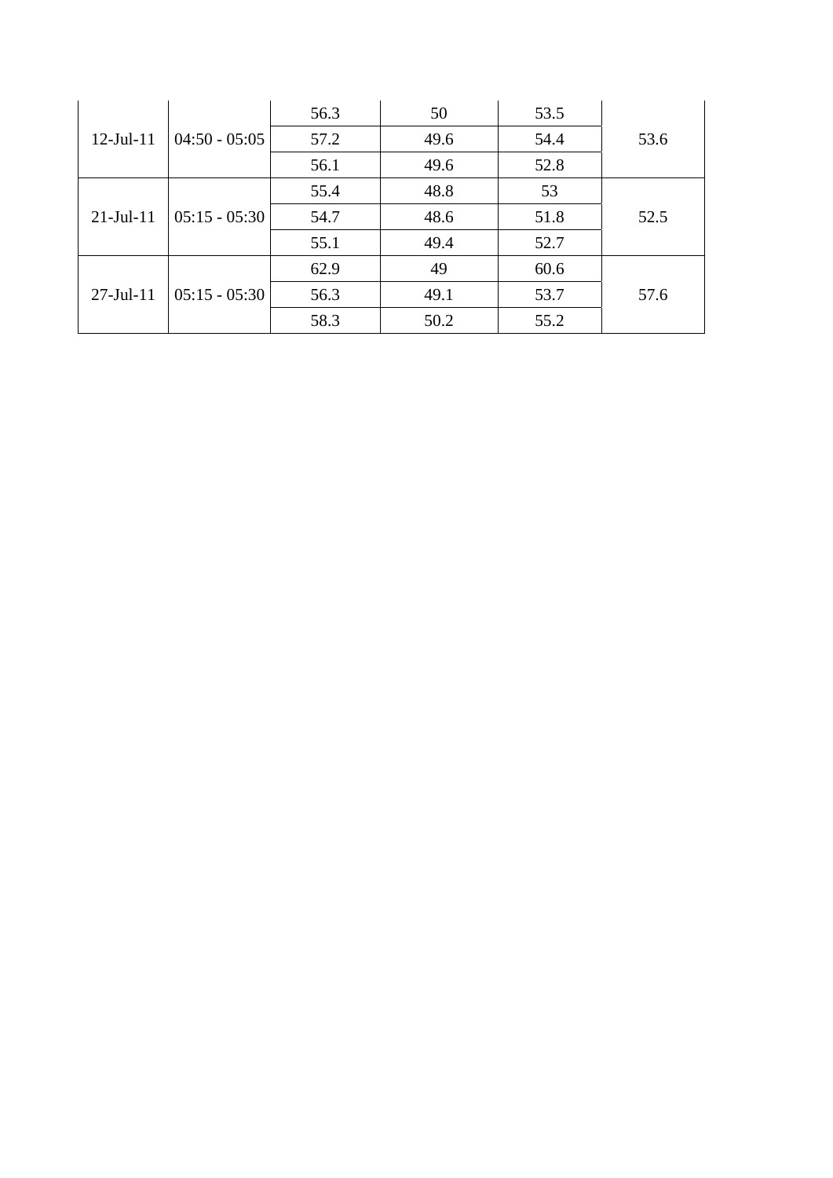| | | | | | |
|---|---|---|---|---|---|
| 12-Jul-11 | 04:50 - 05:05 | 56.3 | 50 | 53.5 | 53.6 |
| | | 57.2 | 49.6 | 54.4 | |
| | | 56.1 | 49.6 | 52.8 | |
| 21-Jul-11 | 05:15 - 05:30 | 55.4 | 48.8 | 53 | 52.5 |
| | | 54.7 | 48.6 | 51.8 | |
| | | 55.1 | 49.4 | 52.7 | |
| 27-Jul-11 | 05:15 - 05:30 | 62.9 | 49 | 60.6 | 57.6 |
| | | 56.3 | 49.1 | 53.7 | |
| | | 58.3 | 50.2 | 55.2 | |